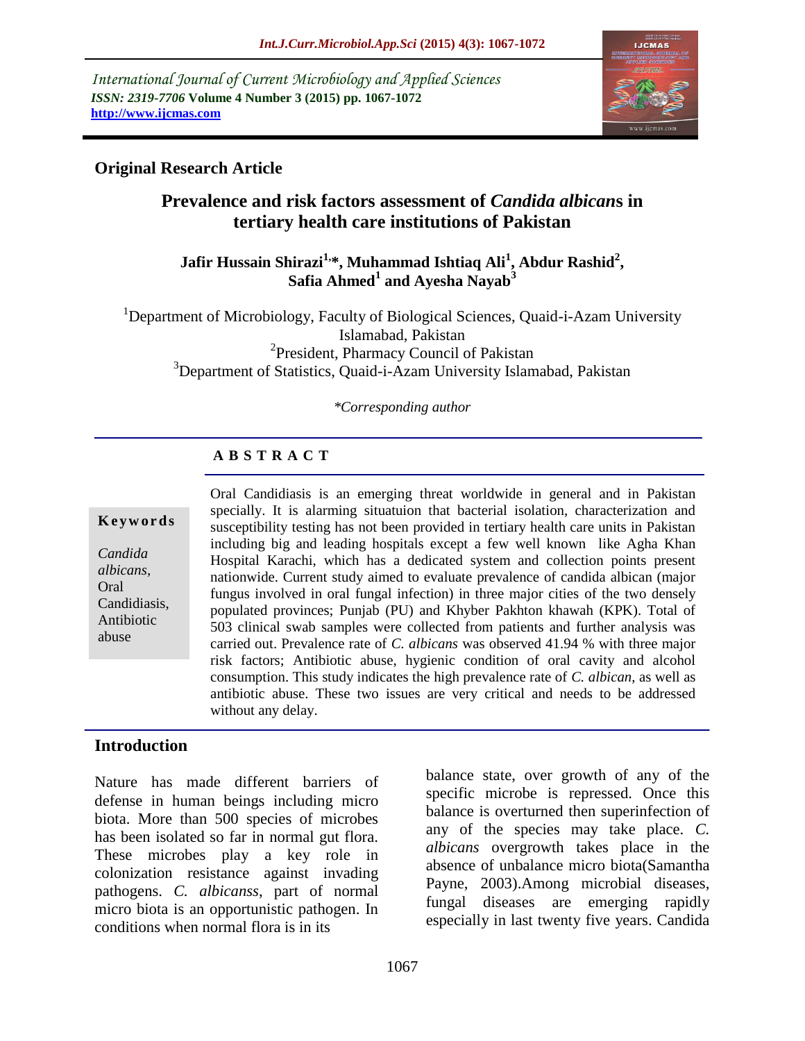International Journal of Current Microbiology and Applied Sciences
*ISSN: 2319-7706* **Volume 4 Number 3 (2015) pp. 1067-1072**
**http://www.ijcmas.com**

**Original Research Article**

# Prevalence and risk factors assessment of *Candida albican*s in tertiary health care institutions of Pakistan

**Jafir Hussain Shirazi[1,*], Muhammad Ishtiaq Ali[1], Abdur Rashid[2], Safia Ahmed[1] and Ayesha Nayab[3]**

[1]Department of Microbiology, Faculty of Biological Sciences, Quaid-i-Azam University Islamabad, Pakistan
[2]President, Pharmacy Council of Pakistan
[3]Department of Statistics, Quaid-i-Azam University Islamabad, Pakistan

*\*Corresponding author*

## A B S T R A C T

**Keywords**

*Candida albicans*, Oral Candidiasis, Antibiotic abuse

Oral Candidiasis is an emerging threat worldwide in general and in Pakistan specially. It is alarming situatuion that bacterial isolation, characterization and susceptibility testing has not been provided in tertiary health care units in Pakistan including big and leading hospitals except a few well known like Agha Khan Hospital Karachi, which has a dedicated system and collection points present nationwide. Current study aimed to evaluate prevalence of candida albican (major fungus involved in oral fungal infection) in three major cities of the two densely populated provinces; Punjab (PU) and Khyber Pakhton khawah (KPK). Total of 503 clinical swab samples were collected from patients and further analysis was carried out. Prevalence rate of *C. albicans* was observed 41.94 % with three major risk factors; Antibiotic abuse, hygienic condition of oral cavity and alcohol consumption. This study indicates the high prevalence rate of *C. albican*, as well as antibiotic abuse. These two issues are very critical and needs to be addressed without any delay.

## Introduction

Nature has made different barriers of defense in human beings including micro biota. More than 500 species of microbes has been isolated so far in normal gut flora. These microbes play a key role in colonization resistance against invading pathogens. *C. albicanss*, part of normal micro biota is an opportunistic pathogen. In conditions when normal flora is in its balance state, over growth of any of the specific microbe is repressed. Once this balance is overturned then superinfection of any of the species may take place. *C. albicans* overgrowth takes place in the absence of unbalance micro biota(Samantha Payne, 2003).Among microbial diseases, fungal diseases are emerging rapidly especially in last twenty five years. Candida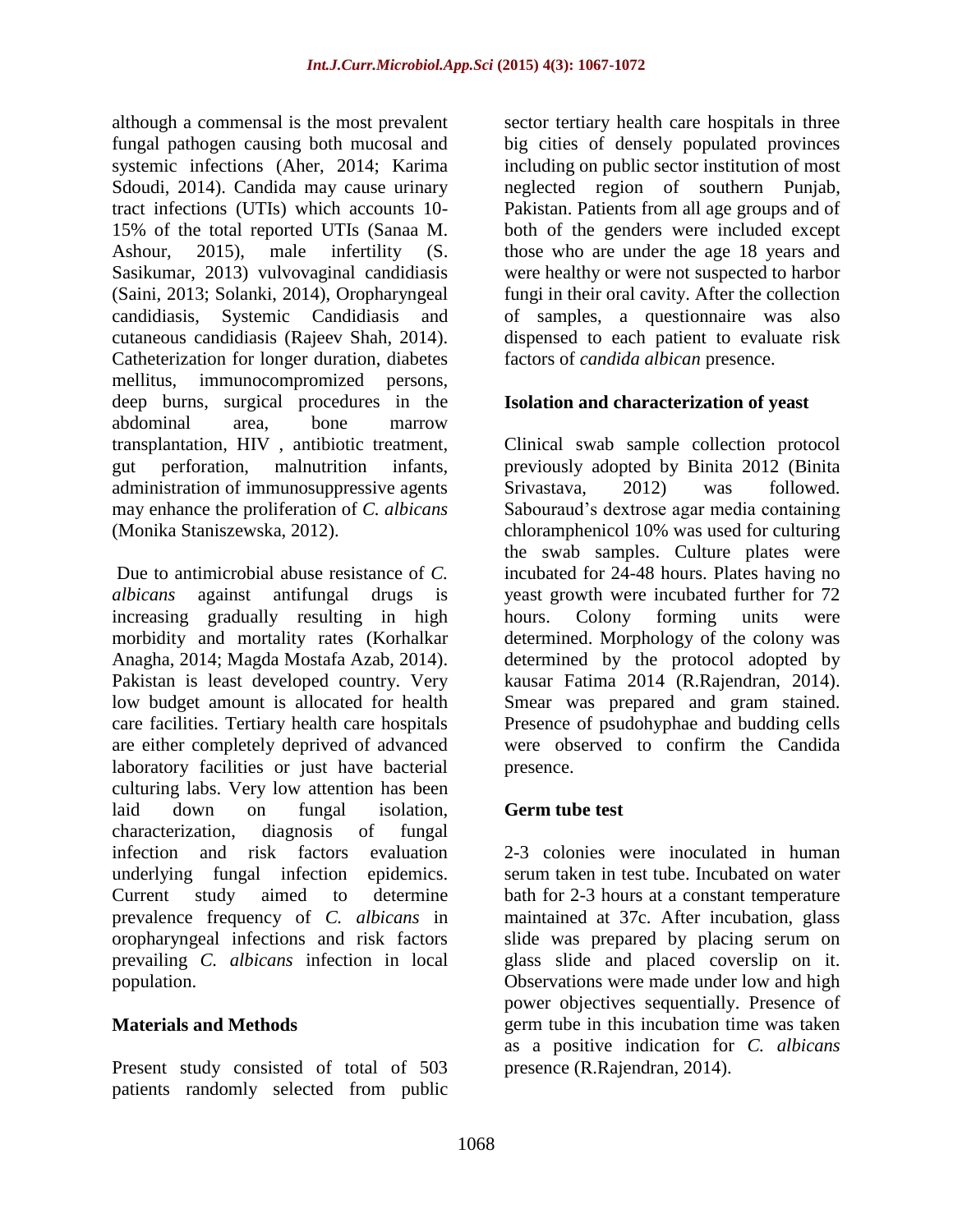although a commensal is the most prevalent fungal pathogen causing both mucosal and systemic infections (Aher, 2014; Karima Sdoudi, 2014). Candida may cause urinary tract infections (UTIs) which accounts 10-15% of the total reported UTIs (Sanaa M. Ashour, 2015), male infertility (S. Sasikumar, 2013) vulvovaginal candidiasis (Saini, 2013; Solanki, 2014), Oropharyngeal candidiasis, Systemic Candidiasis and cutaneous candidiasis (Rajeev Shah, 2014). Catheterization for longer duration, diabetes mellitus, immunocompromized persons, deep burns, surgical procedures in the abdominal area, bone marrow transplantation, HIV , antibiotic treatment, gut perforation, malnutrition infants, administration of immunosuppressive agents may enhance the proliferation of *C. albicans* (Monika Staniszewska, 2012).

Due to antimicrobial abuse resistance of *C. albicans* against antifungal drugs is increasing gradually resulting in high morbidity and mortality rates (Korhalkar Anagha, 2014; Magda Mostafa Azab, 2014). Pakistan is least developed country. Very low budget amount is allocated for health care facilities. Tertiary health care hospitals are either completely deprived of advanced laboratory facilities or just have bacterial culturing labs. Very low attention has been laid down on fungal isolation, characterization, diagnosis of fungal infection and risk factors evaluation underlying fungal infection epidemics. Current study aimed to determine prevalence frequency of *C. albicans* in oropharyngeal infections and risk factors prevailing *C. albicans* infection in local population.

## Materials and Methods

Present study consisted of total of 503 patients randomly selected from public sector tertiary health care hospitals in three big cities of densely populated provinces including on public sector institution of most neglected region of southern Punjab, Pakistan. Patients from all age groups and of both of the genders were included except those who are under the age 18 years and were healthy or were not suspected to harbor fungi in their oral cavity. After the collection of samples, a questionnaire was also dispensed to each patient to evaluate risk factors of *candida albican* presence.

### Isolation and characterization of yeast

Clinical swab sample collection protocol previously adopted by Binita 2012 (Binita Srivastava, 2012) was followed. Sabouraud's dextrose agar media containing chloramphenicol 10% was used for culturing the swab samples. Culture plates were incubated for 24-48 hours. Plates having no yeast growth were incubated further for 72 hours. Colony forming units were determined. Morphology of the colony was determined by the protocol adopted by kausar Fatima 2014 (R.Rajendran, 2014). Smear was prepared and gram stained. Presence of psudohyphae and budding cells were observed to confirm the Candida presence.

### Germ tube test

2-3 colonies were inoculated in human serum taken in test tube. Incubated on water bath for 2-3 hours at a constant temperature maintained at 37c. After incubation, glass slide was prepared by placing serum on glass slide and placed coverslip on it. Observations were made under low and high power objectives sequentially. Presence of germ tube in this incubation time was taken as a positive indication for *C. albicans* presence (R.Rajendran, 2014).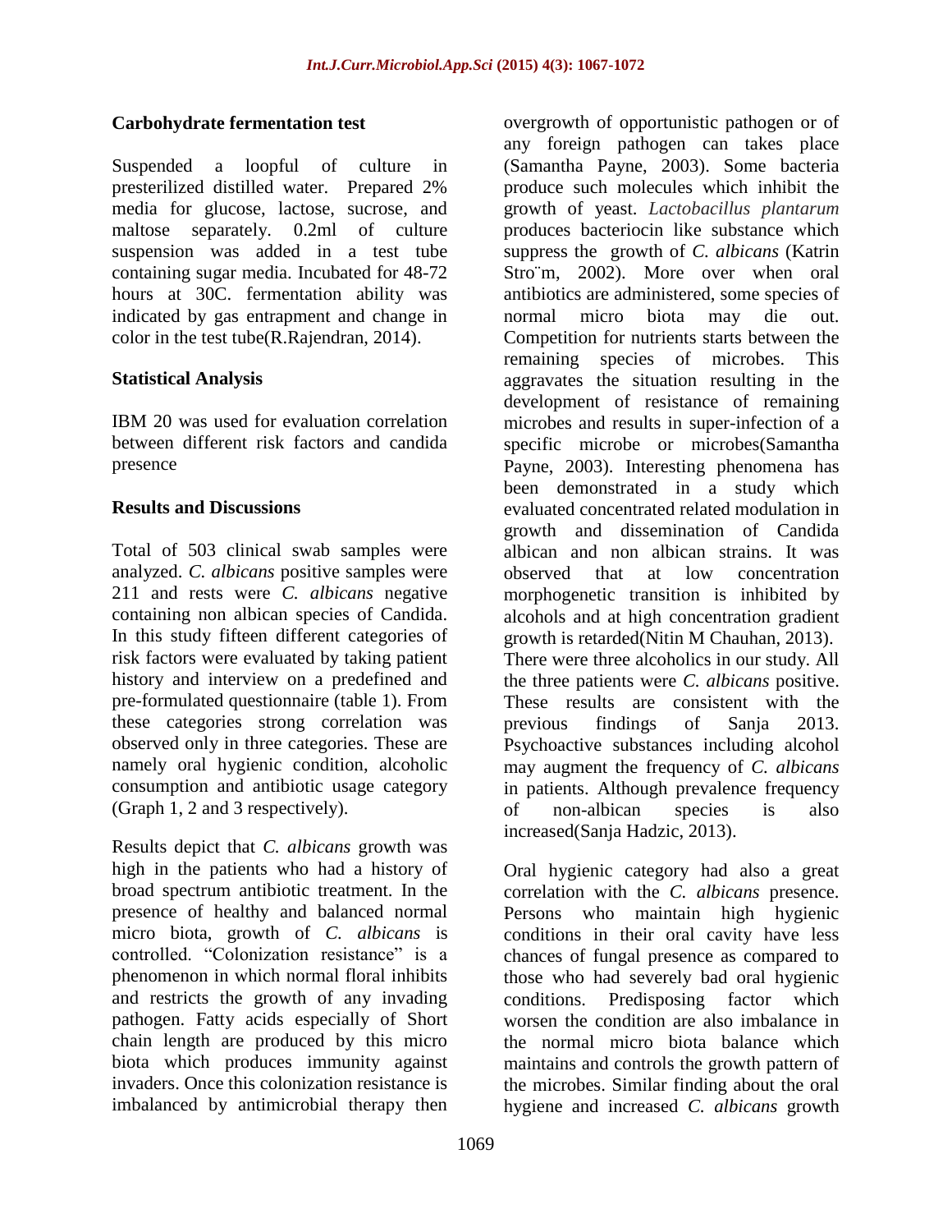**Carbohydrate fermentation test**

Suspended a loopful of culture in presterilized distilled water. Prepared 2% media for glucose, lactose, sucrose, and maltose separately. 0.2ml of culture suspension was added in a test tube containing sugar media. Incubated for 48-72 hours at 30C. fermentation ability was indicated by gas entrapment and change in color in the test tube(R.Rajendran, 2014).

**Statistical Analysis**

IBM 20 was used for evaluation correlation between different risk factors and candida presence

**Results and Discussions**

Total of 503 clinical swab samples were analyzed. *C. albicans* positive samples were 211 and rests were *C. albicans* negative containing non albican species of Candida. In this study fifteen different categories of risk factors were evaluated by taking patient history and interview on a predefined and pre-formulated questionnaire (table 1). From these categories strong correlation was observed only in three categories. These are namely oral hygienic condition, alcoholic consumption and antibiotic usage category (Graph 1, 2 and 3 respectively).

Results depict that *C. albicans* growth was high in the patients who had a history of broad spectrum antibiotic treatment. In the presence of healthy and balanced normal micro biota, growth of *C. albicans* is controlled. "Colonization resistance" is a phenomenon in which normal floral inhibits and restricts the growth of any invading pathogen. Fatty acids especially of Short chain length are produced by this micro biota which produces immunity against invaders. Once this colonization resistance is imbalanced by antimicrobial therapy then overgrowth of opportunistic pathogen or of any foreign pathogen can takes place (Samantha Payne, 2003). Some bacteria produce such molecules which inhibit the growth of yeast. *Lactobacillus plantarum* produces bacteriocin like substance which suppress the growth of *C. albicans* (Katrin Stro¨m, 2002). More over when oral antibiotics are administered, some species of normal micro biota may die out. Competition for nutrients starts between the remaining species of microbes. This aggravates the situation resulting in the development of resistance of remaining microbes and results in super-infection of a specific microbe or microbes(Samantha Payne, 2003). Interesting phenomena has been demonstrated in a study which evaluated concentrated related modulation in growth and dissemination of Candida albican and non albican strains. It was observed that at low concentration morphogenetic transition is inhibited by alcohols and at high concentration gradient growth is retarded(Nitin M Chauhan, 2013). There were three alcoholics in our study. All the three patients were *C. albicans* positive. These results are consistent with the previous findings of Sanja 2013. Psychoactive substances including alcohol may augment the frequency of *C. albicans* in patients. Although prevalence frequency of non-albican species is also increased(Sanja Hadzic, 2013).

Oral hygienic category had also a great correlation with the *C. albicans* presence. Persons who maintain high hygienic conditions in their oral cavity have less chances of fungal presence as compared to those who had severely bad oral hygienic conditions. Predisposing factor which worsen the condition are also imbalance in the normal micro biota balance which maintains and controls the growth pattern of the microbes. Similar finding about the oral hygiene and increased *C. albicans* growth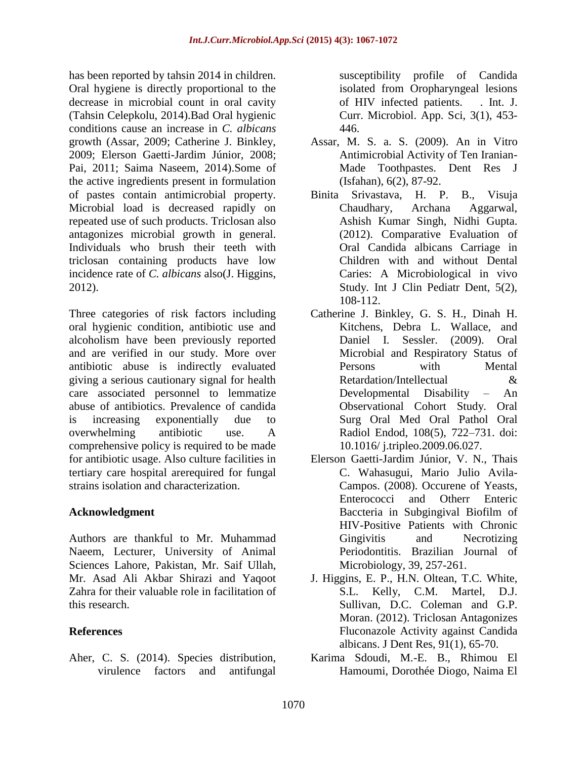has been reported by tahsin 2014 in children. Oral hygiene is directly proportional to the decrease in microbial count in oral cavity (Tahsin Celepkolu, 2014).Bad Oral hygienic conditions cause an increase in *C. albicans* growth (Assar, 2009; Catherine J. Binkley, 2009; Elerson Gaetti-Jardim Júnior, 2008; Pai, 2011; Saima Naseem, 2014).Some of the active ingredients present in formulation of pastes contain antimicrobial property. Microbial load is decreased rapidly on repeated use of such products. Triclosan also antagonizes microbial growth in general. Individuals who brush their teeth with triclosan containing products have low incidence rate of *C. albicans* also(J. Higgins, 2012).

Three categories of risk factors including oral hygienic condition, antibiotic use and alcoholism have been previously reported and are verified in our study. More over antibiotic abuse is indirectly evaluated giving a serious cautionary signal for health care associated personnel to lemmatize abuse of antibiotics. Prevalence of candida is increasing exponentially due to overwhelming antibiotic use. A comprehensive policy is required to be made for antibiotic usage. Also culture facilities in tertiary care hospital arerequired for fungal strains isolation and characterization.

## Acknowledgment

Authors are thankful to Mr. Muhammad Naeem, Lecturer, University of Animal Sciences Lahore, Pakistan, Mr. Saif Ullah, Mr. Asad Ali Akbar Shirazi and Yaqoot Zahra for their valuable role in facilitation of this research.

## References

Aher, C. S. (2014). Species distribution, virulence factors and antifungal susceptibility profile of Candida isolated from Oropharyngeal lesions of HIV infected patients. . Int. J. Curr. Microbiol. App. Sci, 3(1), 453-446.

Assar, M. S. a. S. (2009). An in Vitro Antimicrobial Activity of Ten Iranian-Made Toothpastes. Dent Res J (Isfahan), 6(2), 87-92.

Binita Srivastava, H. P. B., Visuja Chaudhary, Archana Aggarwal, Ashish Kumar Singh, Nidhi Gupta. (2012). Comparative Evaluation of Oral Candida albicans Carriage in Children with and without Dental Caries: A Microbiological in vivo Study. Int J Clin Pediatr Dent, 5(2), 108-112.

Catherine J. Binkley, G. S. H., Dinah H. Kitchens, Debra L. Wallace, and Daniel I. Sessler. (2009). Oral Microbial and Respiratory Status of Persons with Mental Retardation/Intellectual & Developmental Disability – An Observational Cohort Study. Oral Surg Oral Med Oral Pathol Oral Radiol Endod, 108(5), 722–731. doi: 10.1016/ j.tripleo.2009.06.027.

Elerson Gaetti-Jardim Júnior, V. N., Thais C. Wahasugui, Mario Julio Avila-Campos. (2008). Occurene of Yeasts, Enterococci and Otherr Enteric Baccteria in Subgingival Biofilm of HIV-Positive Patients with Chronic Gingivitis and Necrotizing Periodontitis. Brazilian Journal of Microbiology, 39, 257-261.

J. Higgins, E. P., H.N. Oltean, T.C. White, S.L. Kelly, C.M. Martel, D.J. Sullivan, D.C. Coleman and G.P. Moran. (2012). Triclosan Antagonizes Fluconazole Activity against Candida albicans. J Dent Res, 91(1), 65-70.

Karima Sdoudi, M.-E. B., Rhimou El Hamoumi, Dorothée Diogo, Naima El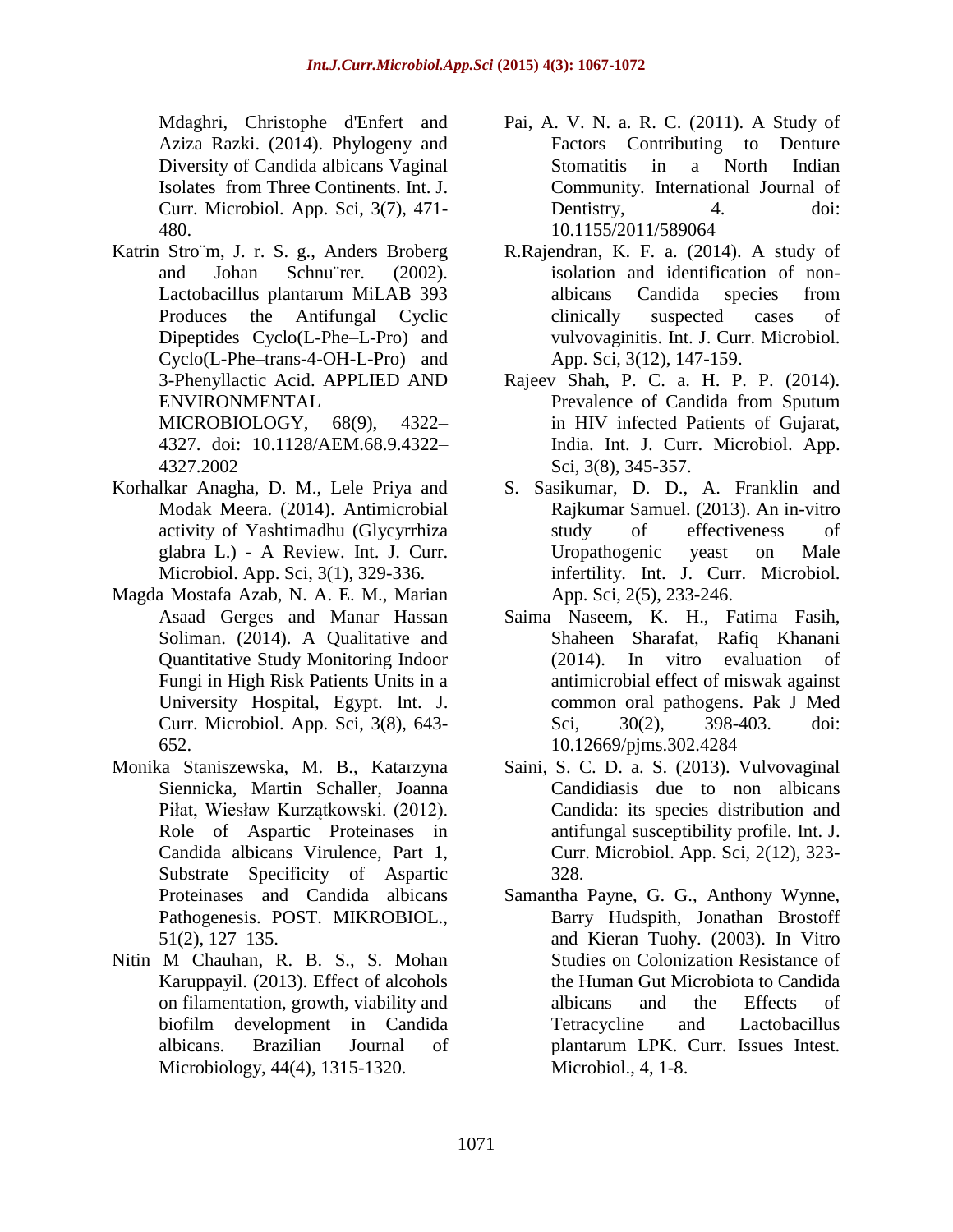Mdaghri, Christophe d'Enfert and Aziza Razki. (2014). Phylogeny and Diversity of Candida albicans Vaginal Isolates from Three Continents. Int. J. Curr. Microbiol. App. Sci, 3(7), 471-480.

Katrin Stro¨m, J. r. S. g., Anders Broberg and Johan Schnu¨rer. (2002). Lactobacillus plantarum MiLAB 393 Produces the Antifungal Cyclic Dipeptides Cyclo(L-Phe–L-Pro) and Cyclo(L-Phe–trans-4-OH-L-Pro) and 3-Phenyllactic Acid. APPLIED AND ENVIRONMENTAL MICROBIOLOGY, 68(9), 4322–4327. doi: 10.1128/AEM.68.9.4322–4327.2002

Korhalkar Anagha, D. M., Lele Priya and Modak Meera. (2014). Antimicrobial activity of Yashtimadhu (Glycyrrhiza glabra L.) - A Review. Int. J. Curr. Microbiol. App. Sci, 3(1), 329-336.

Magda Mostafa Azab, N. A. E. M., Marian Asaad Gerges and Manar Hassan Soliman. (2014). A Qualitative and Quantitative Study Monitoring Indoor Fungi in High Risk Patients Units in a University Hospital, Egypt. Int. J. Curr. Microbiol. App. Sci, 3(8), 643-652.

Monika Staniszewska, M. B., Katarzyna Siennicka, Martin Schaller, Joanna Piłat, Wiesław Kurzątkowski. (2012). Role of Aspartic Proteinases in Candida albicans Virulence, Part 1, Substrate Specificity of Aspartic Proteinases and Candida albicans Pathogenesis. POST. MIKROBIOL., 51(2), 127–135.

Nitin M Chauhan, R. B. S., S. Mohan Karuppayil. (2013). Effect of alcohols on filamentation, growth, viability and biofilm development in Candida albicans. Brazilian Journal of Microbiology, 44(4), 1315-1320.

Pai, A. V. N. a. R. C. (2011). A Study of Factors Contributing to Denture Stomatitis in a North Indian Community. International Journal of Dentistry, 4. doi: 10.1155/2011/589064

R.Rajendran, K. F. a. (2014). A study of isolation and identification of non-albicans Candida species from clinically suspected cases of vulvovaginitis. Int. J. Curr. Microbiol. App. Sci, 3(12), 147-159.

Rajeev Shah, P. C. a. H. P. P. (2014). Prevalence of Candida from Sputum in HIV infected Patients of Gujarat, India. Int. J. Curr. Microbiol. App. Sci, 3(8), 345-357.

S. Sasikumar, D. D., A. Franklin and Rajkumar Samuel. (2013). An in-vitro study of effectiveness of Uropathogenic yeast on Male infertility. Int. J. Curr. Microbiol. App. Sci, 2(5), 233-246.

Saima Naseem, K. H., Fatima Fasih, Shaheen Sharafat, Rafiq Khanani (2014). In vitro evaluation of antimicrobial effect of miswak against common oral pathogens. Pak J Med Sci, 30(2), 398-403. doi: 10.12669/pjms.302.4284

Saini, S. C. D. a. S. (2013). Vulvovaginal Candidiasis due to non albicans Candida: its species distribution and antifungal susceptibility profile. Int. J. Curr. Microbiol. App. Sci, 2(12), 323-328.

Samantha Payne, G. G., Anthony Wynne, Barry Hudspith, Jonathan Brostoff and Kieran Tuohy. (2003). In Vitro Studies on Colonization Resistance of the Human Gut Microbiota to Candida albicans and the Effects of Tetracycline and Lactobacillus plantarum LPK. Curr. Issues Intest. Microbiol., 4, 1-8.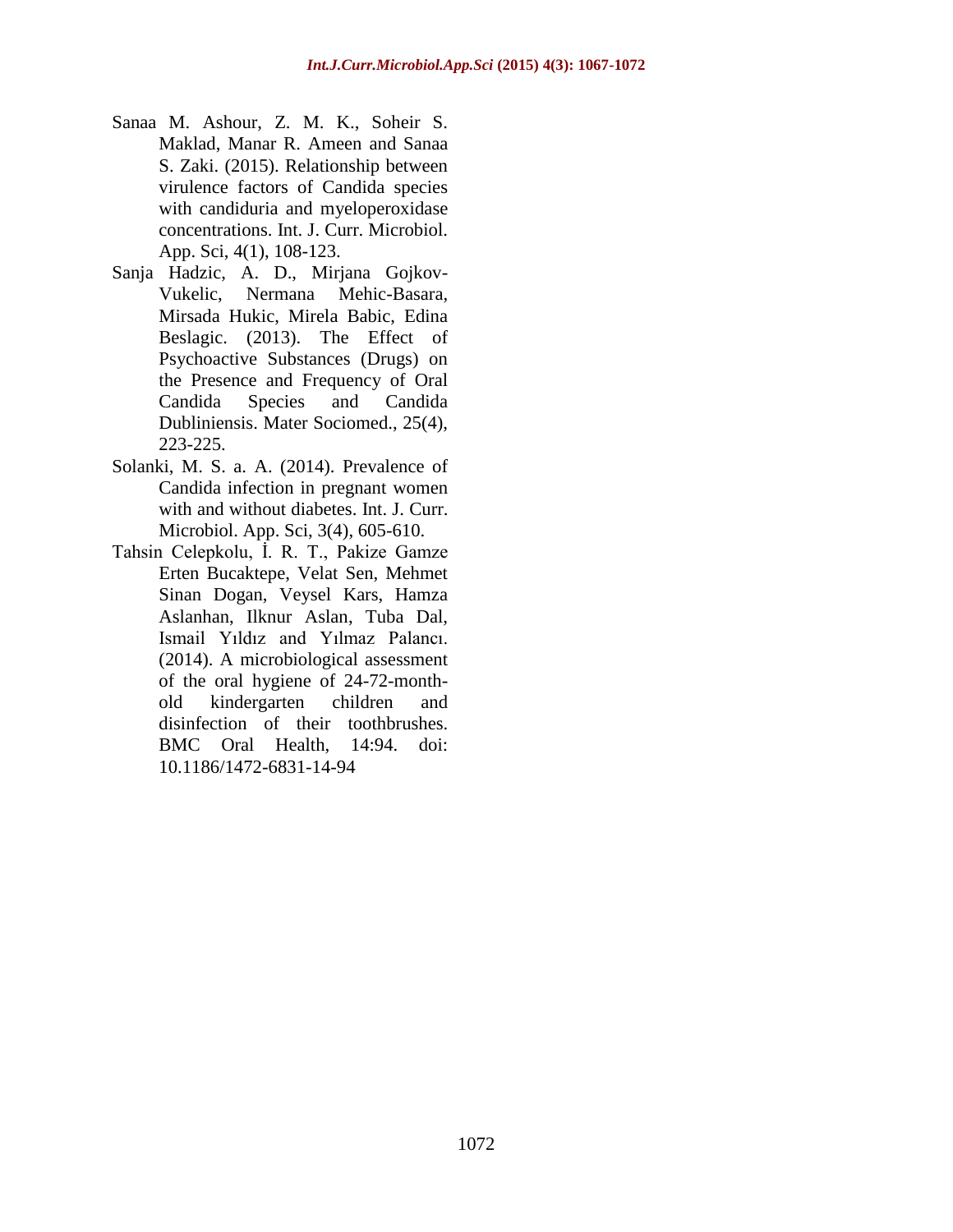Sanaa M. Ashour, Z. M. K., Soheir S. Maklad, Manar R. Ameen and Sanaa S. Zaki. (2015). Relationship between virulence factors of Candida species with candiduria and myeloperoxidase concentrations. Int. J. Curr. Microbiol. App. Sci, 4(1), 108-123.

Sanja Hadzic, A. D., Mirjana Gojkov-Vukelic, Nermana Mehic-Basara, Mirsada Hukic, Mirela Babic, Edina Beslagic. (2013). The Effect of Psychoactive Substances (Drugs) on the Presence and Frequency of Oral Candida Species and Candida Dubliniensis. Mater Sociomed., 25(4), 223-225.

Solanki, M. S. a. A. (2014). Prevalence of Candida infection in pregnant women with and without diabetes. Int. J. Curr. Microbiol. App. Sci, 3(4), 605-610.

Tahsin Celepkolu, İ. R. T., Pakize Gamze Erten Bucaktepe, Velat Sen, Mehmet Sinan Dogan, Veysel Kars, Hamza Aslanhan, Ilknur Aslan, Tuba Dal, Ismail Yıldız and Yılmaz Palancı. (2014). A microbiological assessment of the oral hygiene of 24-72-month-old kindergarten children and disinfection of their toothbrushes. BMC Oral Health, 14:94. doi: 10.1186/1472-6831-14-94